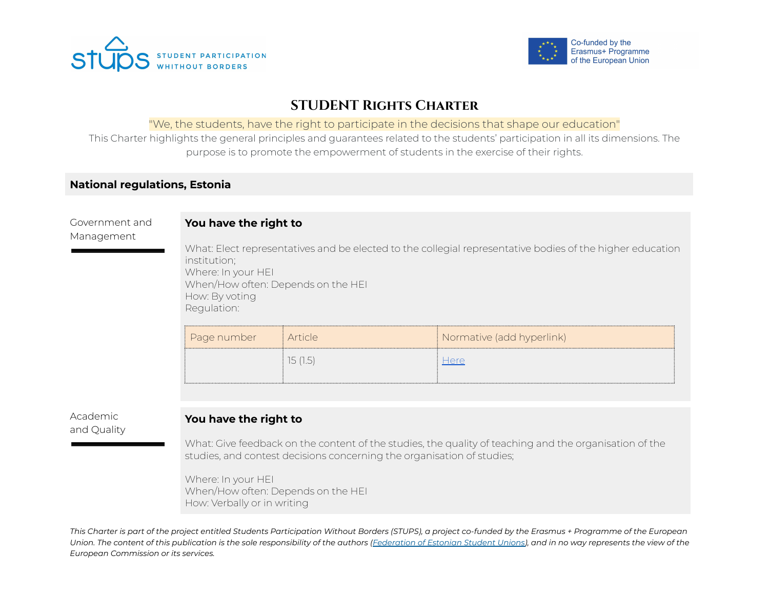stups STUDENT PARTICIPATION WHITHOUT BORDERS

Co-funded by the Erasmus+ Programme of the European Union

# STUDENT RIGHTS CHARTER

"We, the students, have the right to participate in the decisions that shape our education"

This Charter highlights the general principles and guarantees related to the students' participation in all its dimensions. The purpose is to promote the empowerment of students in the exercise of their rights.

## National regulations, Estonia

### Government and Management

**You have the right to**

What: Elect representatives and be elected to the collegial representative bodies of the higher education institution;
Where: In your HEI
When/How often: Depends on the HEI
How: By voting
Regulation:

| Page number | Article | Normative (add hyperlink) |
|---|---|---|
| | 15 (1.5) | [Here]() |

### Academic and Quality

**You have the right to**

What: Give feedback on the content of the studies, the quality of teaching and the organisation of the studies, and contest decisions concerning the organisation of studies;

Where: In your HEI
When/How often: Depends on the HEI
How: Verbally or in writing

*This Charter is part of the project entitled Students Participation Without Borders (STUPS), a project co-funded by the Erasmus + Programme of the European Union. The content of this publication is the sole responsibility of the authors ([Federation of Estonian Student Unions]()), and in no way represents the view of the European Commission or its services.*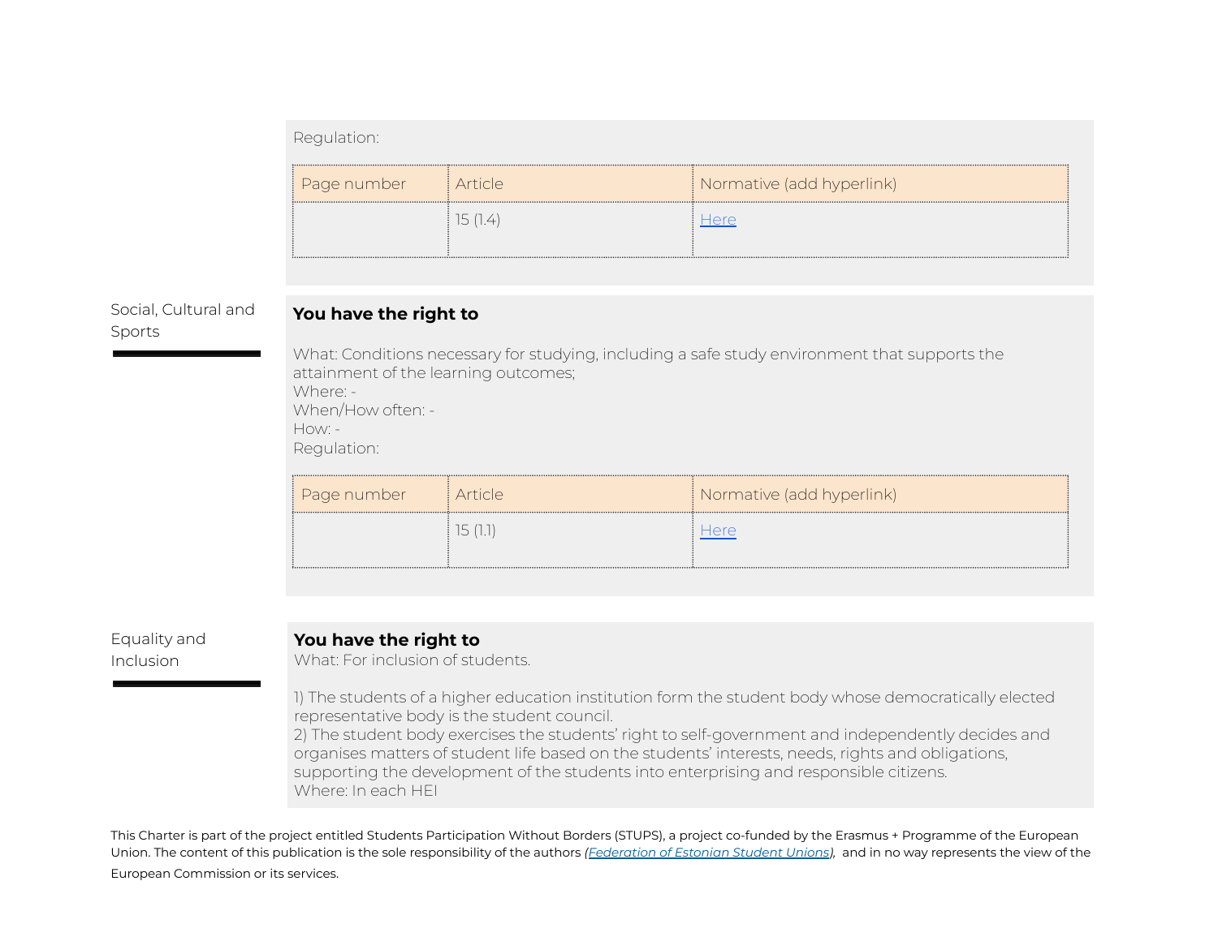Regulation:

| Page number | Article | Normative (add hyperlink) |
| --- | --- | --- |
| | 15 (1.4) | Here |

Social, Cultural and Sports

**You have the right to**

What: Conditions necessary for studying, including a safe study environment that supports the attainment of the learning outcomes;
Where: -
When/How often: -
How: -
Regulation:

| Page number | Article | Normative (add hyperlink) |
| --- | --- | --- |
| | 15 (1.1) | Here |

Equality and Inclusion

**You have the right to**

What: For inclusion of students.

1) The students of a higher education institution form the student body whose democratically elected representative body is the student council.
2) The student body exercises the students' right to self-government and independently decides and organises matters of student life based on the students' interests, needs, rights and obligations, supporting the development of the students into enterprising and responsible citizens.
Where: In each HEI

This Charter is part of the project entitled Students Participation Without Borders (STUPS), a project co-funded by the Erasmus + Programme of the European Union. The content of this publication is the sole responsibility of the authors *(Federation of Estonian Student Unions)*, and in no way represents the view of the European Commission or its services.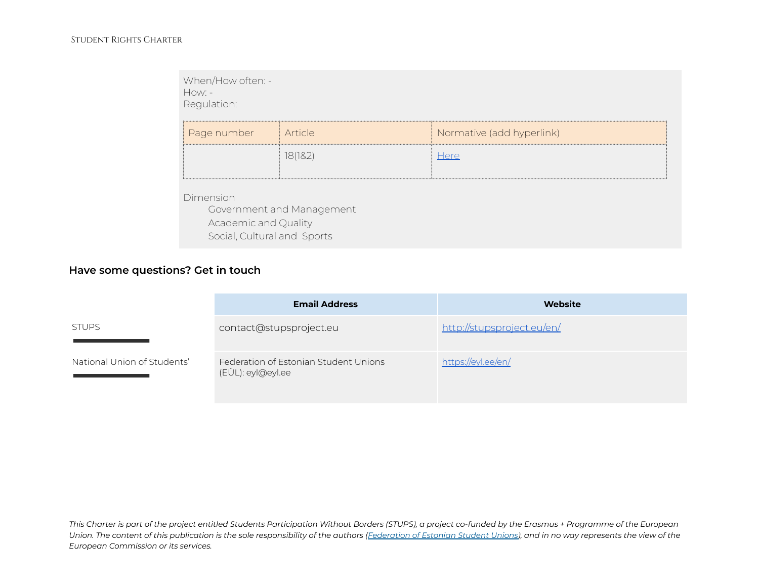When/How often: -
How: -
Regulation:

| Page number | Article | Normative (add hyperlink) |
| --- | --- | --- |
| | 18(1&2) | Here |

Dimension

Government and Management
Academic and Quality
Social, Cultural and Sports

**Have some questions? Get in touch**

| | Email Address | Website |
| --- | --- | --- |
| STUPS | contact@stupsproject.eu | http://stupsproject.eu/en/ |
| National Union of Students' | Federation of Estonian Student Unions (EÜL): eyl@eyl.ee | https://eyl.ee/en/ |

*This Charter is part of the project entitled Students Participation Without Borders (STUPS), a project co-funded by the Erasmus + Programme of the European Union. The content of this publication is the sole responsibility of the authors (Federation of Estonian Student Unions), and in no way represents the view of the European Commission or its services.*